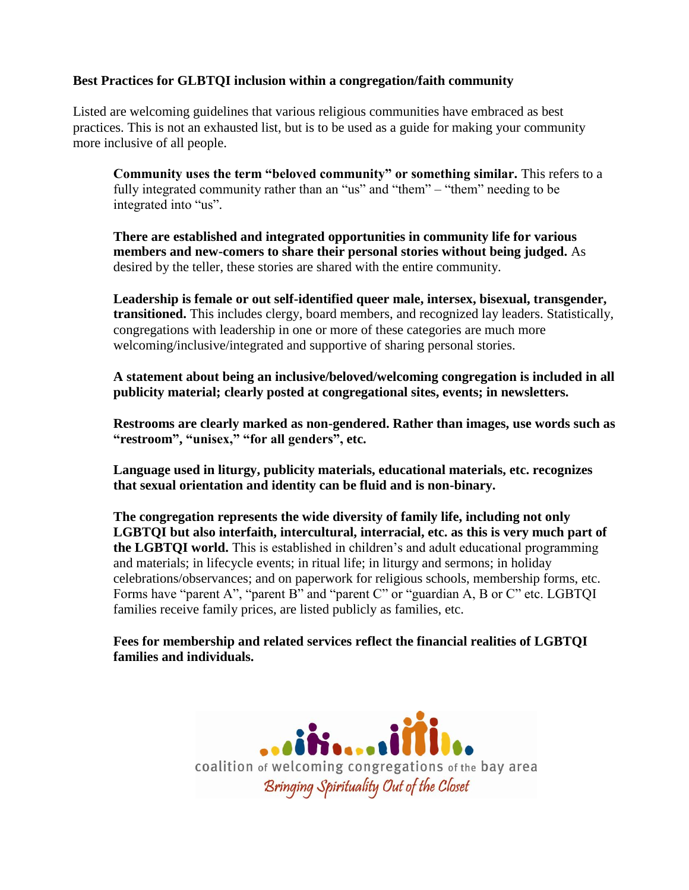**Best Practices for GLBTQI inclusion within a congregation/faith community**

Listed are welcoming guidelines that various religious communities have embraced as best practices. This is not an exhausted list, but is to be used as a guide for making your community more inclusive of all people.

**Community uses the term "beloved community" or something similar.** This refers to a fully integrated community rather than an "us" and "them" – "them" needing to be integrated into "us".

**There are established and integrated opportunities in community life for various members and new-comers to share their personal stories without being judged.** As desired by the teller, these stories are shared with the entire community.

**Leadership is female or out self-identified queer male, intersex, bisexual, transgender, transitioned.** This includes clergy, board members, and recognized lay leaders. Statistically, congregations with leadership in one or more of these categories are much more welcoming/inclusive/integrated and supportive of sharing personal stories.

**A statement about being an inclusive/beloved/welcoming congregation is included in all publicity material; clearly posted at congregational sites, events; in newsletters.**

**Restrooms are clearly marked as non-gendered. Rather than images, use words such as "restroom", "unisex," "for all genders", etc.**

**Language used in liturgy, publicity materials, educational materials, etc. recognizes that sexual orientation and identity can be fluid and is non-binary.**

**The congregation represents the wide diversity of family life, including not only LGBTQI but also interfaith, intercultural, interracial, etc. as this is very much part of the LGBTQI world.** This is established in children's and adult educational programming and materials; in lifecycle events; in ritual life; in liturgy and sermons; in holiday celebrations/observances; and on paperwork for religious schools, membership forms, etc. Forms have "parent A", "parent B" and "parent C" or "guardian A, B or C" etc. LGBTQI families receive family prices, are listed publicly as families, etc.

**Fees for membership and related services reflect the financial realities of LGBTQI families and individuals.**

coalition of welcoming congregations of the bay area

*Bringing Spirituality Out of the Closet*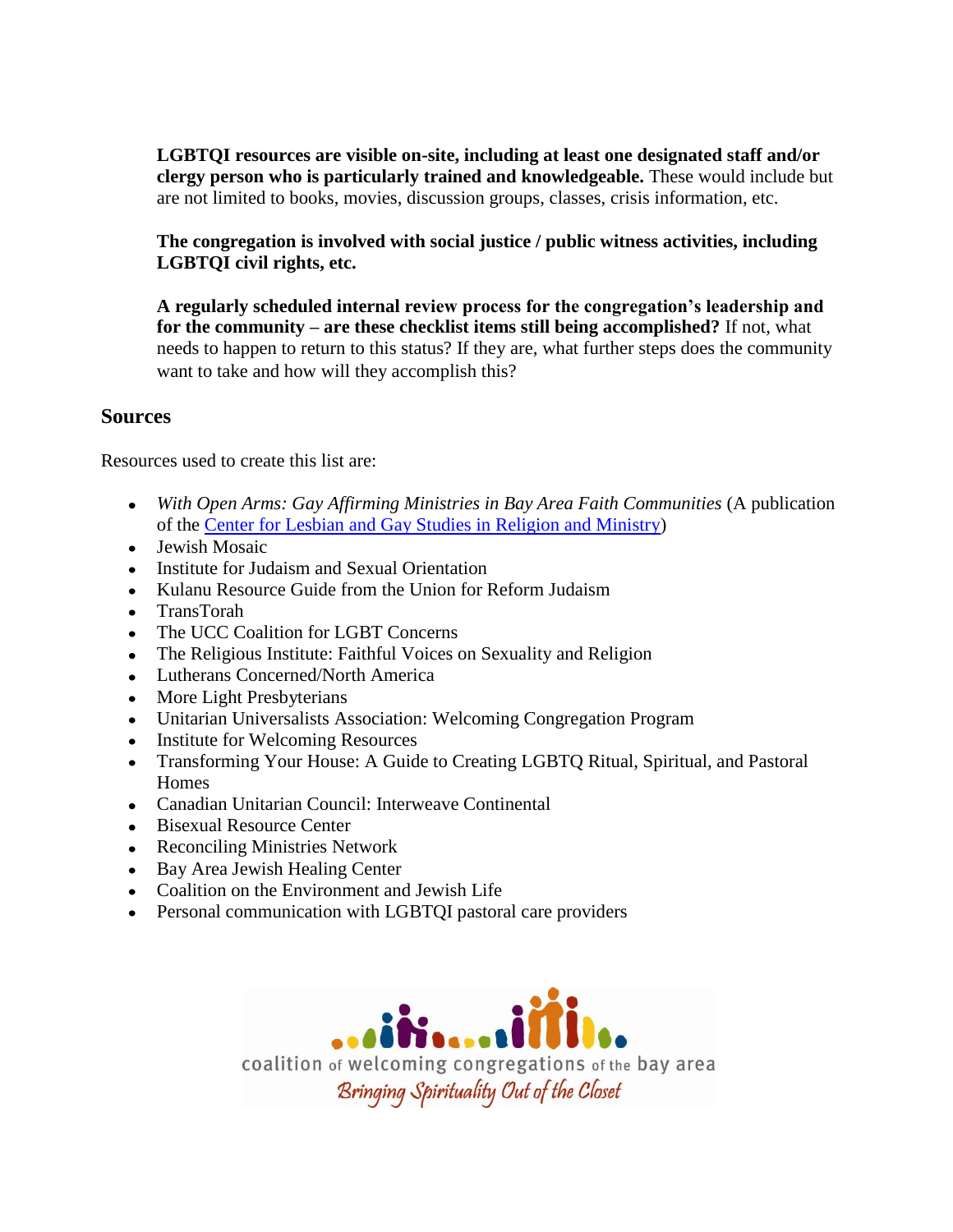**LGBTQI resources are visible on-site, including at least one designated staff and/or clergy person who is particularly trained and knowledgeable.** These would include but are not limited to books, movies, discussion groups, classes, crisis information, etc.

**The congregation is involved with social justice / public witness activities, including LGBTQI civil rights, etc.**

**A regularly scheduled internal review process for the congregation's leadership and for the community – are these checklist items still being accomplished?** If not, what needs to happen to return to this status? If they are, what further steps does the community want to take and how will they accomplish this?

## Sources

Resources used to create this list are:

- *With Open Arms: Gay Affirming Ministries in Bay Area Faith Communities* (A publication of the Center for Lesbian and Gay Studies in Religion and Ministry)
- Jewish Mosaic
- Institute for Judaism and Sexual Orientation
- Kulanu Resource Guide from the Union for Reform Judaism
- TransTorah
- The UCC Coalition for LGBT Concerns
- The Religious Institute: Faithful Voices on Sexuality and Religion
- Lutherans Concerned/North America
- More Light Presbyterians
- Unitarian Universalists Association: Welcoming Congregation Program
- Institute for Welcoming Resources
- Transforming Your House: A Guide to Creating LGBTQ Ritual, Spiritual, and Pastoral Homes
- Canadian Unitarian Council: Interweave Continental
- Bisexual Resource Center
- Reconciling Ministries Network
- Bay Area Jewish Healing Center
- Coalition on the Environment and Jewish Life
- Personal communication with LGBTQI pastoral care providers

coalition of welcoming congregations of the bay area
*Bringing Spirituality Out of the Closet*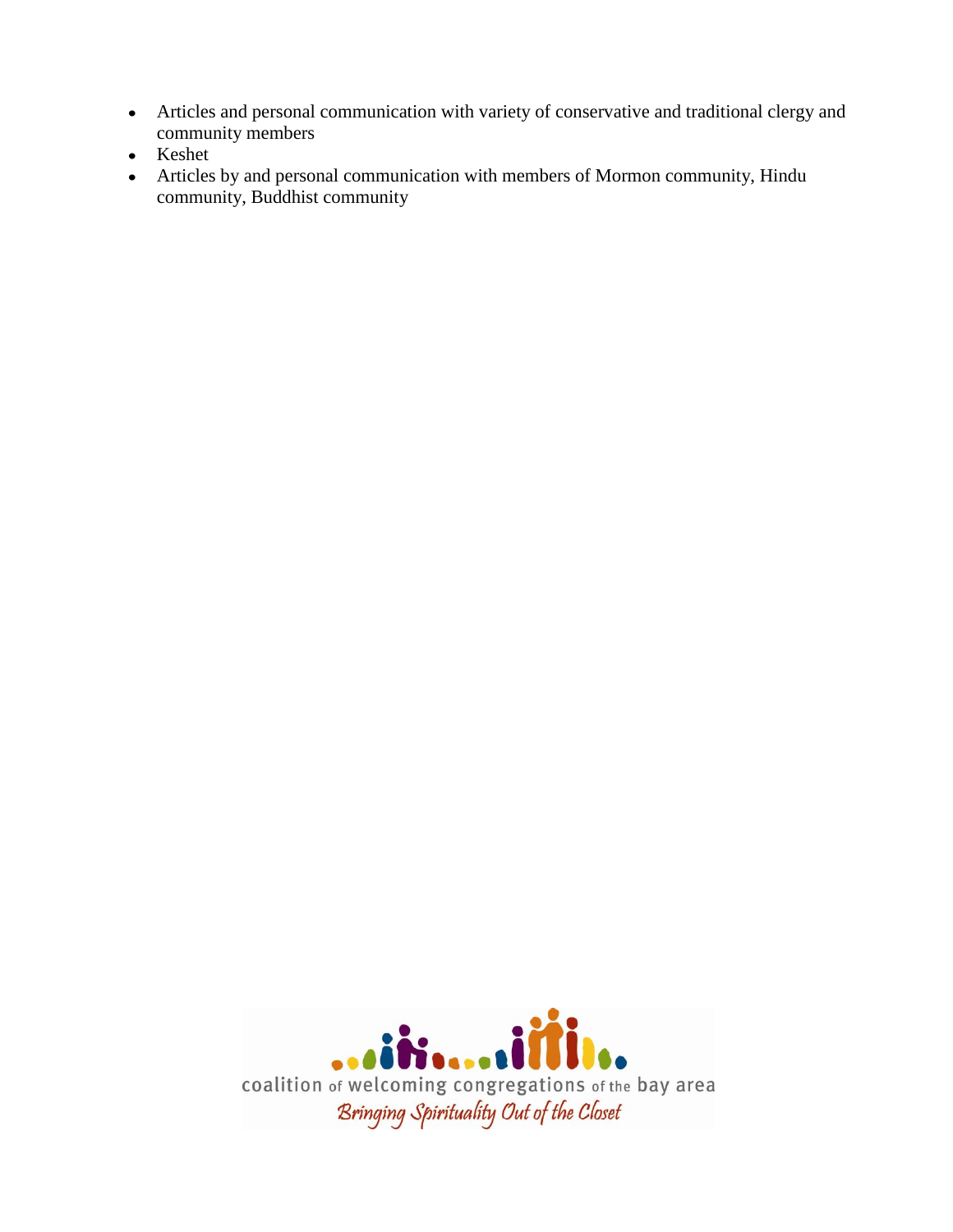- Articles and personal communication with variety of conservative and traditional clergy and community members
- Keshet
- Articles by and personal communication with members of Mormon community, Hindu community, Buddhist community

coalition of welcoming congregations of the bay area
*Bringing Spirituality Out of the Closet*